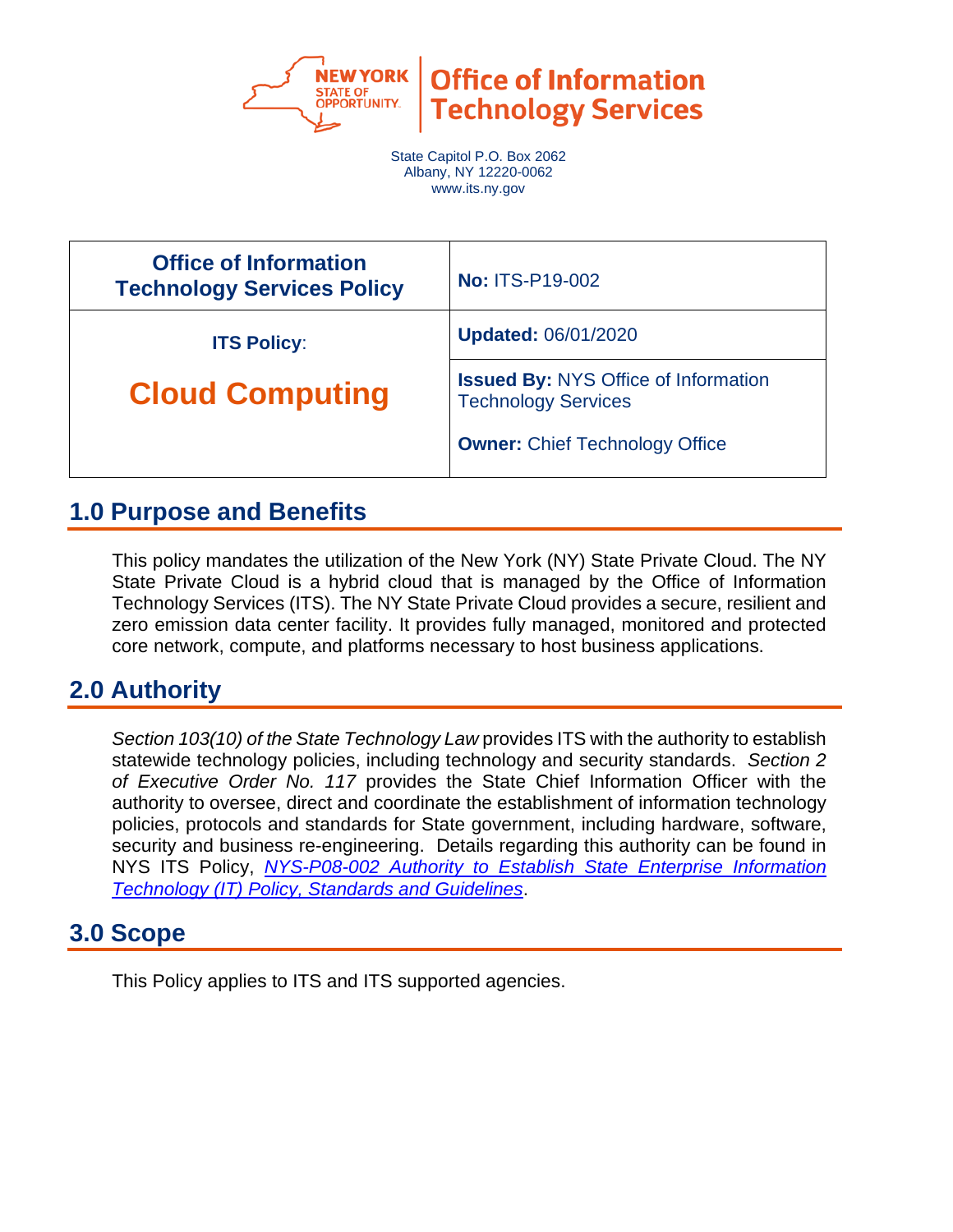**NEW YORK STATE OF OPPORTUNITY.** | **Office of Information Technology Services**

State Capitol P.O. Box 2062
Albany, NY 12220-0062
www.its.ny.gov

| Office of Information Technology Services Policy | No: ITS-P19-002 |
|---|---|
| ITS Policy: **Cloud Computing** | **Updated:** 06/01/2020 |
| | **Issued By:** NYS Office of Information Technology Services<br>**Owner:** Chief Technology Office |

## 1.0 Purpose and Benefits

This policy mandates the utilization of the New York (NY) State Private Cloud. The NY State Private Cloud is a hybrid cloud that is managed by the Office of Information Technology Services (ITS). The NY State Private Cloud provides a secure, resilient and zero emission data center facility. It provides fully managed, monitored and protected core network, compute, and platforms necessary to host business applications.

## 2.0 Authority

*Section 103(10) of the State Technology Law* provides ITS with the authority to establish statewide technology policies, including technology and security standards. *Section 2 of Executive Order No. 117* provides the State Chief Information Officer with the authority to oversee, direct and coordinate the establishment of information technology policies, protocols and standards for State government, including hardware, software, security and business re-engineering. Details regarding this authority can be found in NYS ITS Policy, *NYS-P08-002 Authority to Establish State Enterprise Information Technology (IT) Policy, Standards and Guidelines*.

## 3.0 Scope

This Policy applies to ITS and ITS supported agencies.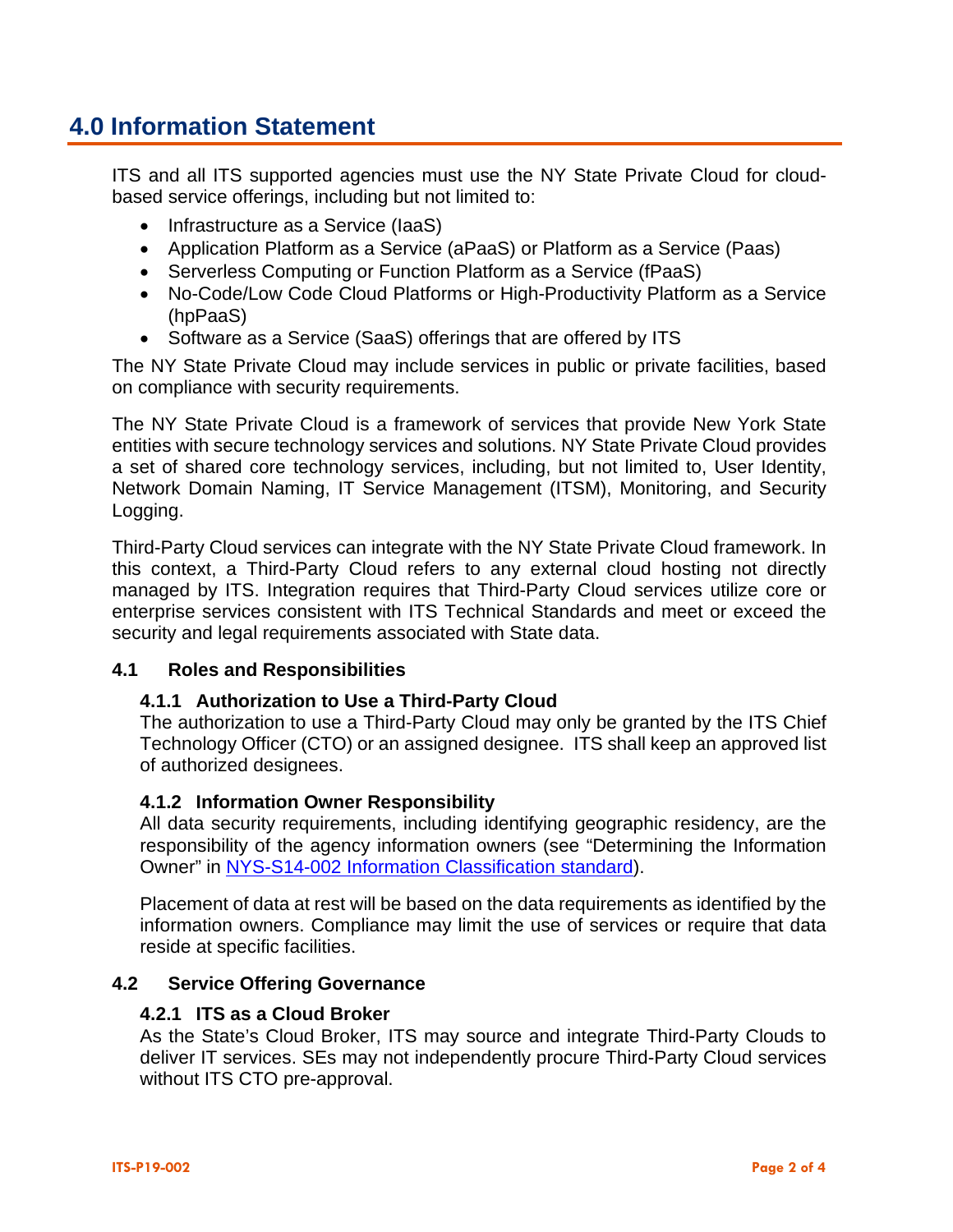# 4.0 Information Statement

ITS and all ITS supported agencies must use the NY State Private Cloud for cloud-based service offerings, including but not limited to:

- Infrastructure as a Service (IaaS)
- Application Platform as a Service (aPaaS) or Platform as a Service (Paas)
- Serverless Computing or Function Platform as a Service (fPaaS)
- No-Code/Low Code Cloud Platforms or High-Productivity Platform as a Service (hpPaaS)
- Software as a Service (SaaS) offerings that are offered by ITS

The NY State Private Cloud may include services in public or private facilities, based on compliance with security requirements.

The NY State Private Cloud is a framework of services that provide New York State entities with secure technology services and solutions. NY State Private Cloud provides a set of shared core technology services, including, but not limited to, User Identity, Network Domain Naming, IT Service Management (ITSM), Monitoring, and Security Logging.

Third-Party Cloud services can integrate with the NY State Private Cloud framework. In this context, a Third-Party Cloud refers to any external cloud hosting not directly managed by ITS. Integration requires that Third-Party Cloud services utilize core or enterprise services consistent with ITS Technical Standards and meet or exceed the security and legal requirements associated with State data.

## 4.1 Roles and Responsibilities

### 4.1.1 Authorization to Use a Third-Party Cloud

The authorization to use a Third-Party Cloud may only be granted by the ITS Chief Technology Officer (CTO) or an assigned designee. ITS shall keep an approved list of authorized designees.

### 4.1.2 Information Owner Responsibility

All data security requirements, including identifying geographic residency, are the responsibility of the agency information owners (see "Determining the Information Owner" in NYS-S14-002 Information Classification standard).

Placement of data at rest will be based on the data requirements as identified by the information owners. Compliance may limit the use of services or require that data reside at specific facilities.

## 4.2 Service Offering Governance

### 4.2.1 ITS as a Cloud Broker

As the State's Cloud Broker, ITS may source and integrate Third-Party Clouds to deliver IT services. SEs may not independently procure Third-Party Cloud services without ITS CTO pre-approval.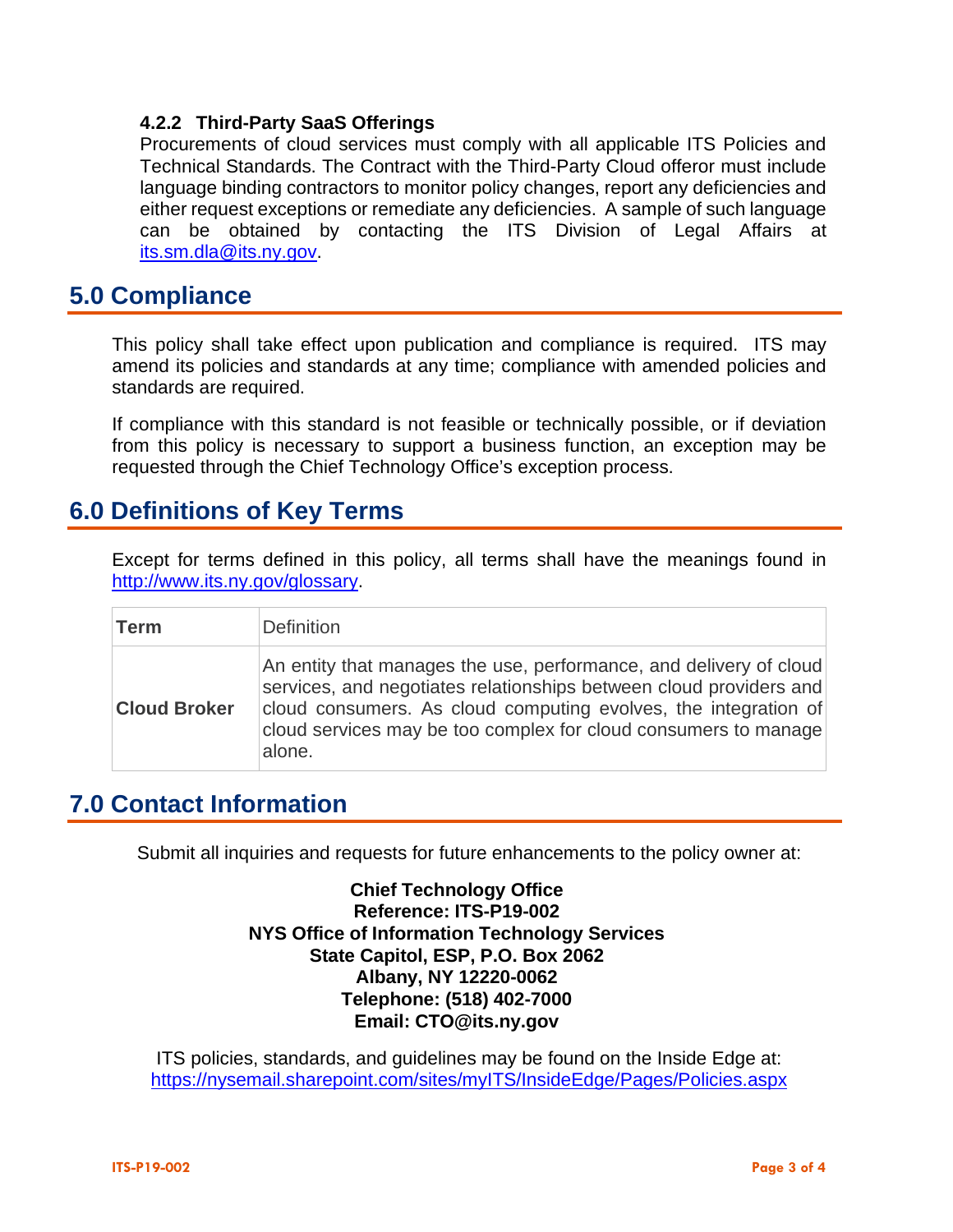#### 4.2.2 Third-Party SaaS Offerings

Procurements of cloud services must comply with all applicable ITS Policies and Technical Standards. The Contract with the Third-Party Cloud offeror must include language binding contractors to monitor policy changes, report any deficiencies and either request exceptions or remediate any deficiencies. A sample of such language can be obtained by contacting the ITS Division of Legal Affairs at its.sm.dla@its.ny.gov.

## 5.0 Compliance

This policy shall take effect upon publication and compliance is required. ITS may amend its policies and standards at any time; compliance with amended policies and standards are required.

If compliance with this standard is not feasible or technically possible, or if deviation from this policy is necessary to support a business function, an exception may be requested through the Chief Technology Office's exception process.

## 6.0 Definitions of Key Terms

Except for terms defined in this policy, all terms shall have the meanings found in http://www.its.ny.gov/glossary.

| Term | Definition |
|---|---|
| **Cloud Broker** | An entity that manages the use, performance, and delivery of cloud services, and negotiates relationships between cloud providers and cloud consumers. As cloud computing evolves, the integration of cloud services may be too complex for cloud consumers to manage alone. |

## 7.0 Contact Information

Submit all inquiries and requests for future enhancements to the policy owner at:

**Chief Technology Office**
**Reference: ITS-P19-002**
**NYS Office of Information Technology Services**
**State Capitol, ESP, P.O. Box 2062**
**Albany, NY 12220-0062**
**Telephone: (518) 402-7000**
**Email: CTO@its.ny.gov**

ITS policies, standards, and guidelines may be found on the Inside Edge at:
https://nysemail.sharepoint.com/sites/myITS/InsideEdge/Pages/Policies.aspx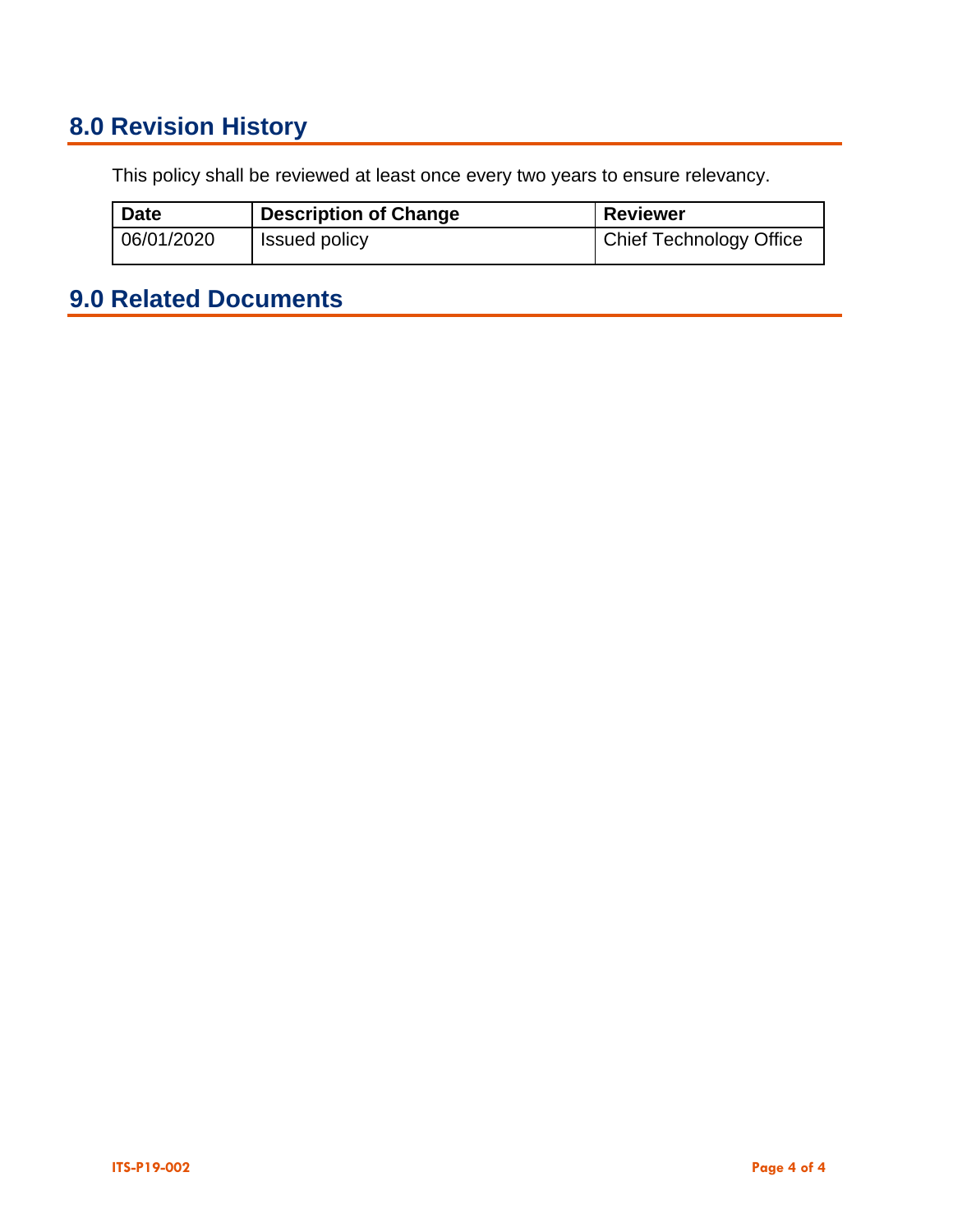## 8.0 Revision History

This policy shall be reviewed at least once every two years to ensure relevancy.

| Date | Description of Change | Reviewer |
|---|---|---|
| 06/01/2020 | Issued policy | Chief Technology Office |

## 9.0 Related Documents